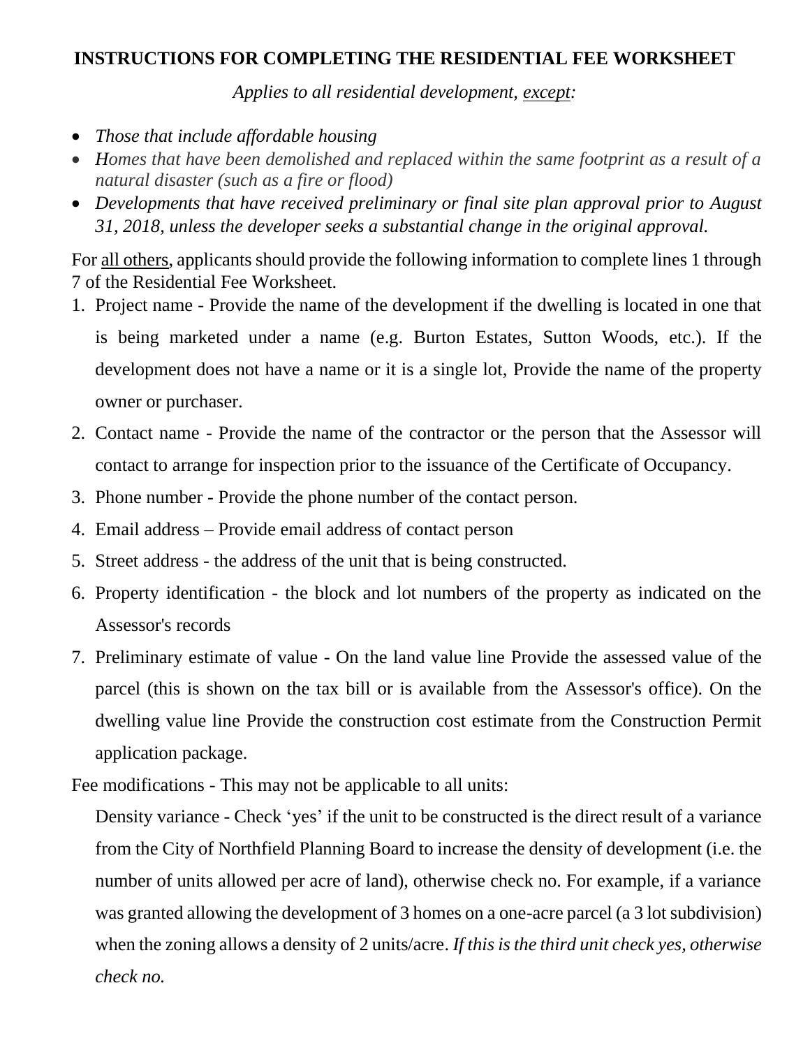# INSTRUCTIONS FOR COMPLETING THE RESIDENTIAL FEE WORKSHEET

*Applies to all residential development, except:*

- *Those that include affordable housing*
- *Homes that have been demolished and replaced within the same footprint as a result of a natural disaster (such as a fire or flood)*
- *Developments that have received preliminary or final site plan approval prior to August 31, 2018, unless the developer seeks a substantial change in the original approval.*

For all others, applicants should provide the following information to complete lines 1 through 7 of the Residential Fee Worksheet.

1. Project name - Provide the name of the development if the dwelling is located in one that is being marketed under a name (e.g. Burton Estates, Sutton Woods, etc.). If the development does not have a name or it is a single lot, Provide the name of the property owner or purchaser.
2. Contact name - Provide the name of the contractor or the person that the Assessor will contact to arrange for inspection prior to the issuance of the Certificate of Occupancy.
3. Phone number - Provide the phone number of the contact person.
4. Email address – Provide email address of contact person
5. Street address - the address of the unit that is being constructed.
6. Property identification - the block and lot numbers of the property as indicated on the Assessor's records
7. Preliminary estimate of value - On the land value line Provide the assessed value of the parcel (this is shown on the tax bill or is available from the Assessor's office). On the dwelling value line Provide the construction cost estimate from the Construction Permit application package.

Fee modifications - This may not be applicable to all units:

Density variance - Check 'yes' if the unit to be constructed is the direct result of a variance from the City of Northfield Planning Board to increase the density of development (i.e. the number of units allowed per acre of land), otherwise check no. For example, if a variance was granted allowing the development of 3 homes on a one-acre parcel (a 3 lot subdivision) when the zoning allows a density of 2 units/acre. *If this is the third unit check yes, otherwise check no.*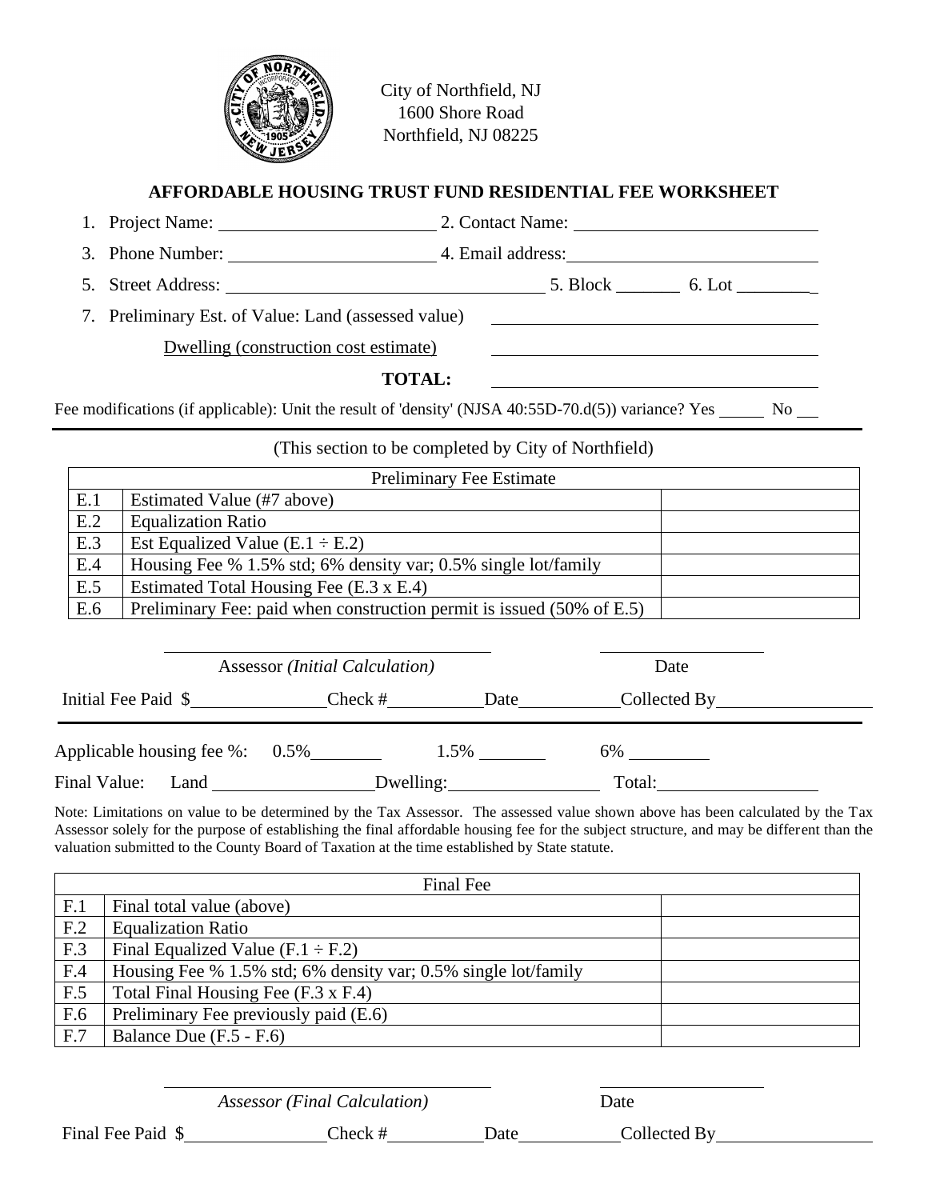City of Northfield, NJ
1600 Shore Road
Northfield, NJ 08225

## AFFORDABLE HOUSING TRUST FUND RESIDENTIAL FEE WORKSHEET

1. Project Name: ______________________ 2. Contact Name: ________________________
3. Phone Number: ______________________ 4. Email address: ________________________
5. Street Address: ______________________________ 5. Block _______ 6. Lot ________
7. Preliminary Est. of Value: Land (assessed value) ________________________________

   Dwelling (construction cost estimate) ________________________________

   **TOTAL:** ________________________________

Fee modifications (if applicable): Unit the result of 'density' (NJSA 40:55D-70.d(5)) variance? Yes _____ No ___

(This section to be completed by City of Northfield)

| Preliminary Fee Estimate | | |
|---|---|---|
| E.1 | Estimated Value (#7 above) | |
| E.2 | Equalization Ratio | |
| E.3 | Est Equalized Value (E.1 ÷ E.2) | |
| E.4 | Housing Fee % 1.5% std; 6% density var; 0.5% single lot/family | |
| E.5 | Estimated Total Housing Fee (E.3 x E.4) | |
| E.6 | Preliminary Fee: paid when construction permit is issued (50% of E.5) | |

________________________________ ________________

Assessor *(Initial Calculation)* Date

Initial Fee Paid $______________ Check #__________ Date__________ Collected By________________

Applicable housing fee %: 0.5%________ 1.5% ________ 6% ________

Final Value: Land ________________ Dwelling: ________________ Total: ________________

Note: Limitations on value to be determined by the Tax Assessor. The assessed value shown above has been calculated by the Tax Assessor solely for the purpose of establishing the final affordable housing fee for the subject structure, and may be different than the valuation submitted to the County Board of Taxation at the time established by State statute.

| Final Fee | | |
|---|---|---|
| F.1 | Final total value (above) | |
| F.2 | Equalization Ratio | |
| F.3 | Final Equalized Value (F.1 ÷ F.2) | |
| F.4 | Housing Fee % 1.5% std; 6% density var; 0.5% single lot/family | |
| F.5 | Total Final Housing Fee (F.3 x F.4) | |
| F.6 | Preliminary Fee previously paid (E.6) | |
| F.7 | Balance Due (F.5 - F.6) | |

________________________________ ________________

*Assessor (Final Calculation)* Date

Final Fee Paid $______________ Check #__________ Date__________ Collected By________________